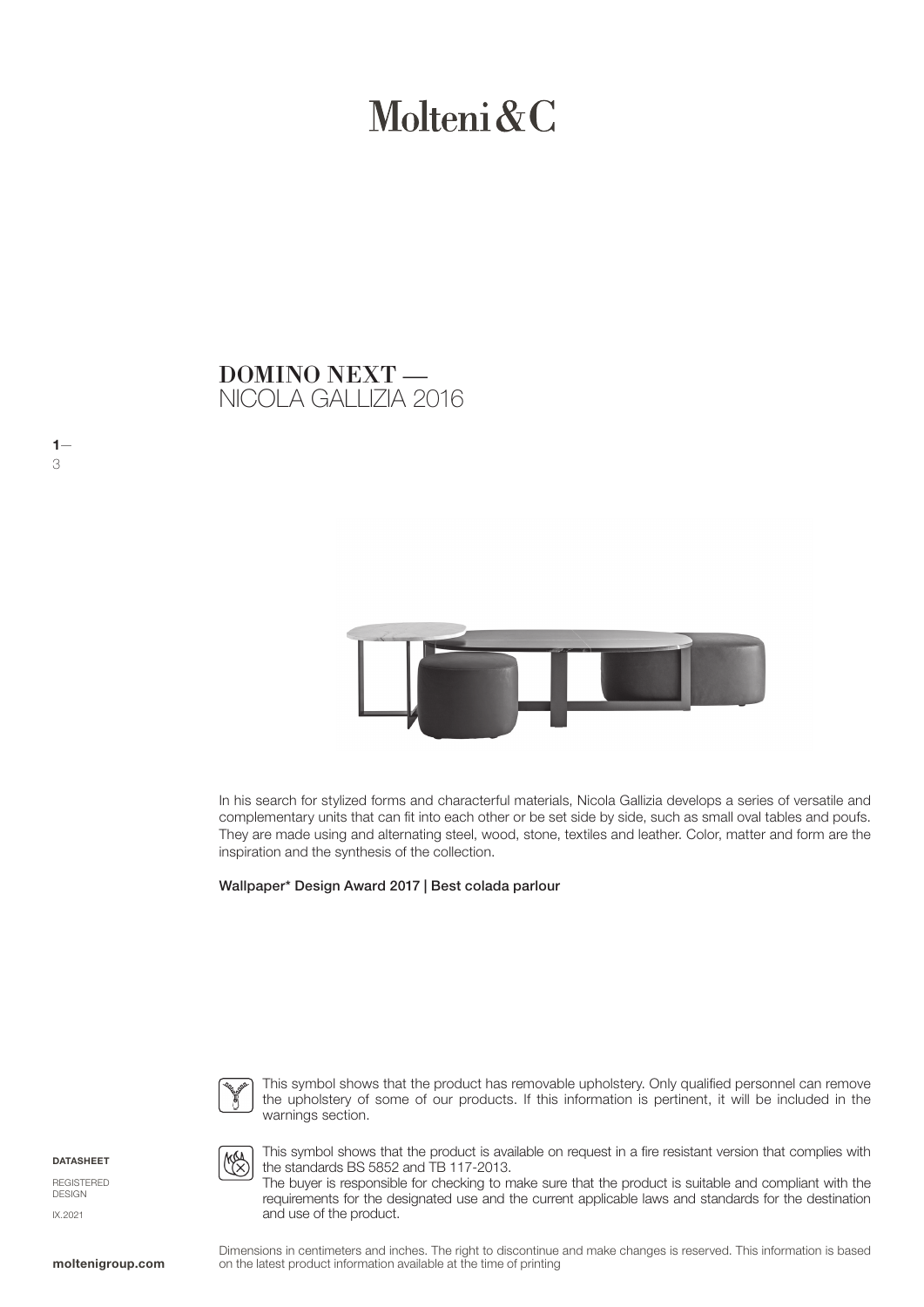# Molteni&C

## DOMINO NEXT —
NICOLA GALLIZIA 2016

In his search for stylized forms and characterful materials, Nicola Gallizia develops a series of versatile and complementary units that can fit into each other or be set side by side, such as small oval tables and poufs. They are made using and alternating steel, wood, stone, textiles and leather. Color, matter and form are the inspiration and the synthesis of the collection.

**Wallpaper* Design Award 2017 | Best colada parlour**

This symbol shows that the product has removable upholstery. Only qualified personnel can remove the upholstery of some of our products. If this information is pertinent, it will be included in the warnings section.

This symbol shows that the product is available on request in a fire resistant version that complies with the standards BS 5852 and TB 117-2013.
The buyer is responsible for checking to make sure that the product is suitable and compliant with the requirements for the designated use and the current applicable laws and standards for the destination and use of the product.

**DATASHEET**

REGISTERED DESIGN

IX.2021

Dimensions in centimeters and inches. The right to discontinue and make changes is reserved. This information is based on the latest product information available at the time of printing

**moltenigroup.com**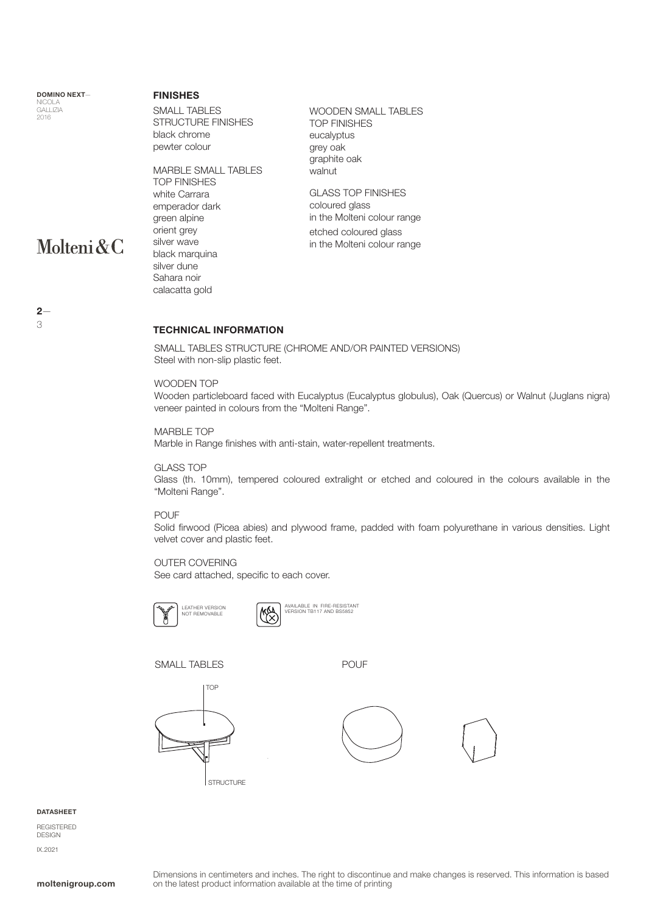DOMINO NEXT—
NICOLA GALLIZIA
2016

Molteni&C

## FINISHES

SMALL TABLES
STRUCTURE FINISHES
black chrome
pewter colour

MARBLE SMALL TABLES
TOP FINISHES
white Carrara
emperador dark
green alpine
orient grey
silver wave
black marquina
silver dune
Sahara noir
calacatta gold

WOODEN SMALL TABLES
TOP FINISHES
eucalyptus
grey oak
graphite oak
walnut

GLASS TOP FINISHES
coloured glass
in the Molteni colour range
etched coloured glass
in the Molteni colour range

## TECHNICAL INFORMATION

SMALL TABLES STRUCTURE (CHROME AND/OR PAINTED VERSIONS)
Steel with non-slip plastic feet.

WOODEN TOP
Wooden particleboard faced with Eucalyptus (Eucalyptus globulus), Oak (Quercus) or Walnut (Juglans nigra) veneer painted in colours from the "Molteni Range".

MARBLE TOP
Marble in Range finishes with anti-stain, water-repellent treatments.

GLASS TOP
Glass (th. 10mm), tempered coloured extralight or etched and coloured in the colours available in the "Molteni Range".

POUF
Solid firwood (Picea abies) and plywood frame, padded with foam polyurethane in various densities. Light velvet cover and plastic feet.

OUTER COVERING
See card attached, specific to each cover.

LEATHER VERSION NOT REMOVABLE

AVAILABLE IN FIRE-RESISTANT VERSION TB117 AND BS5852

SMALL TABLES

TOP

STRUCTURE

POUF

DATASHEET

REGISTERED DESIGN

IX.2021

moltenigroup.com

Dimensions in centimeters and inches. The right to discontinue and make changes is reserved. This information is based on the latest product information available at the time of printing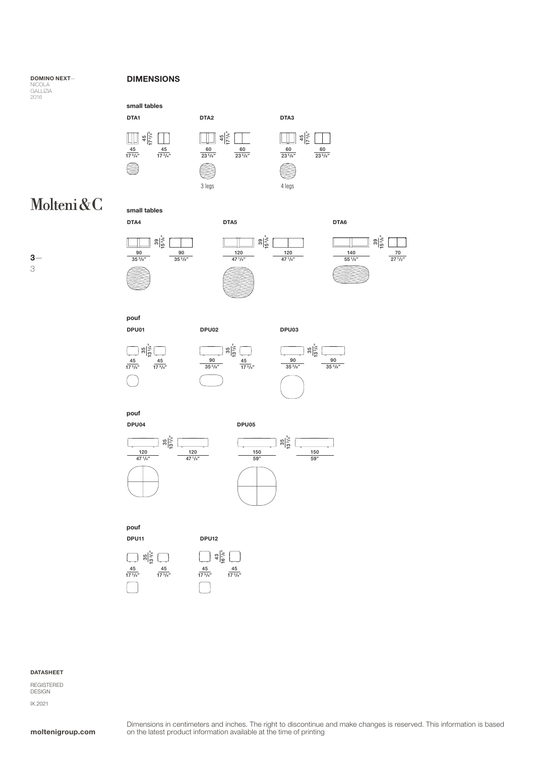**DOMINO NEXT**—
NICOLA
GALLIZIA
2016

# Molteni&C

## DIMENSIONS

### small tables

**DTA1**

45
17 3/4"
45
17 3/4"
45
17 3/4"

**DTA2**

45
17 3/4"
60
23 5/8"
60
23 5/8"

3 legs

**DTA3**

45
17 3/4"
60
23 5/8"
60
23 5/8"

4 legs

### small tables

**DTA4**

39
15 3/8"
90
35 3/8"
90
35 3/8"

**DTA5**

39
15 3/8"
120
47 1/4"
120
47 1/4"

**DTA6**

39
15 3/8"
140
55 1/8"
70
27 1/2"

### pouf

**DPU01**

35
13 3/4"
45
17 3/4"
45
17 3/4"

**DPU02**

35
13 3/4"
90
35 3/8"
45
17 3/4"

**DPU03**

35
13 3/4"
90
35 3/8"
90
35 3/8"

### pouf

**DPU04**

35
13 3/4"
120
47 1/4"
120
47 1/4"

**DPU05**

35
13 3/4"
150
59"
150
59"

### pouf

**DPU11**

35
13 3/4"
45
17 3/4"
45
17 3/4"

**DPU12**

43
16 7/8"
45
17 3/4"
45
17 3/4"

**DATASHEET**

REGISTERED
DESIGN

IX.2021

**moltenigroup.com**

Dimensions in centimeters and inches. The right to discontinue and make changes is reserved. This information is based on the latest product information available at the time of printing